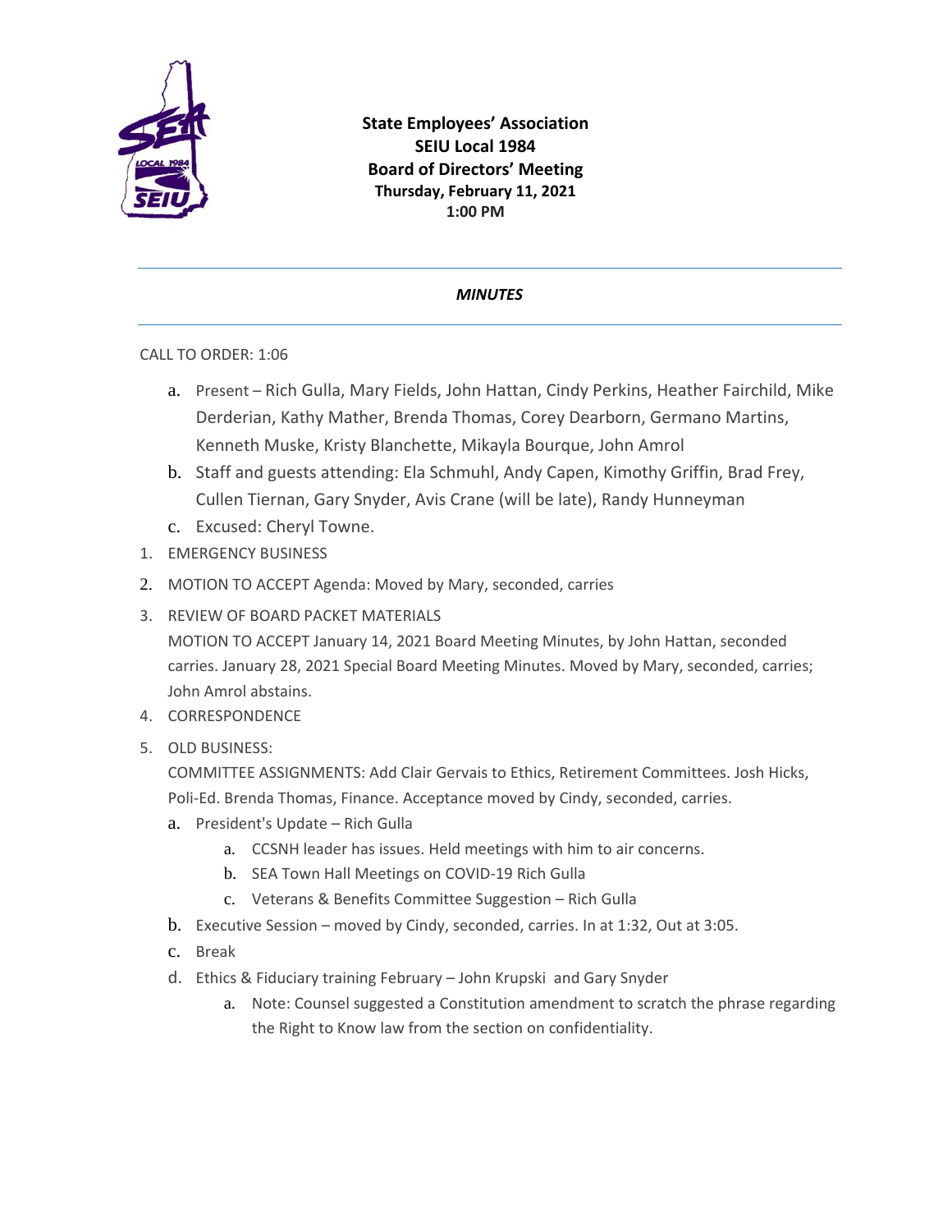**State Employees' Association**
**SEIU Local 1984**
**Board of Directors' Meeting**
**Thursday, February 11, 2021**
**1:00 PM**

---

***MINUTES***

---

CALL TO ORDER: 1:06

a. Present – Rich Gulla, Mary Fields, John Hattan, Cindy Perkins, Heather Fairchild, Mike Derderian, Kathy Mather, Brenda Thomas, Corey Dearborn, Germano Martins, Kenneth Muske, Kristy Blanchette, Mikayla Bourque, John Amrol
b. Staff and guests attending: Ela Schmuhl, Andy Capen, Kimothy Griffin, Brad Frey, Cullen Tiernan, Gary Snyder, Avis Crane (will be late), Randy Hunneyman
c. Excused: Cheryl Towne.

1. EMERGENCY BUSINESS
2. MOTION TO ACCEPT Agenda: Moved by Mary, seconded, carries
3. REVIEW OF BOARD PACKET MATERIALS
   MOTION TO ACCEPT January 14, 2021 Board Meeting Minutes, by John Hattan, seconded carries. January 28, 2021 Special Board Meeting Minutes. Moved by Mary, seconded, carries; John Amrol abstains.
4. CORRESPONDENCE
5. OLD BUSINESS:
   COMMITTEE ASSIGNMENTS: Add Clair Gervais to Ethics, Retirement Committees. Josh Hicks, Poli-Ed. Brenda Thomas, Finance. Acceptance moved by Cindy, seconded, carries.
   a. President's Update – Rich Gulla
      a. CCSNH leader has issues. Held meetings with him to air concerns.
      b. SEA Town Hall Meetings on COVID-19 Rich Gulla
      c. Veterans & Benefits Committee Suggestion – Rich Gulla
   b. Executive Session – moved by Cindy, seconded, carries. In at 1:32, Out at 3:05.
   c. Break
   d. Ethics & Fiduciary training February – John Krupski and Gary Snyder
      a. Note: Counsel suggested a Constitution amendment to scratch the phrase regarding the Right to Know law from the section on confidentiality.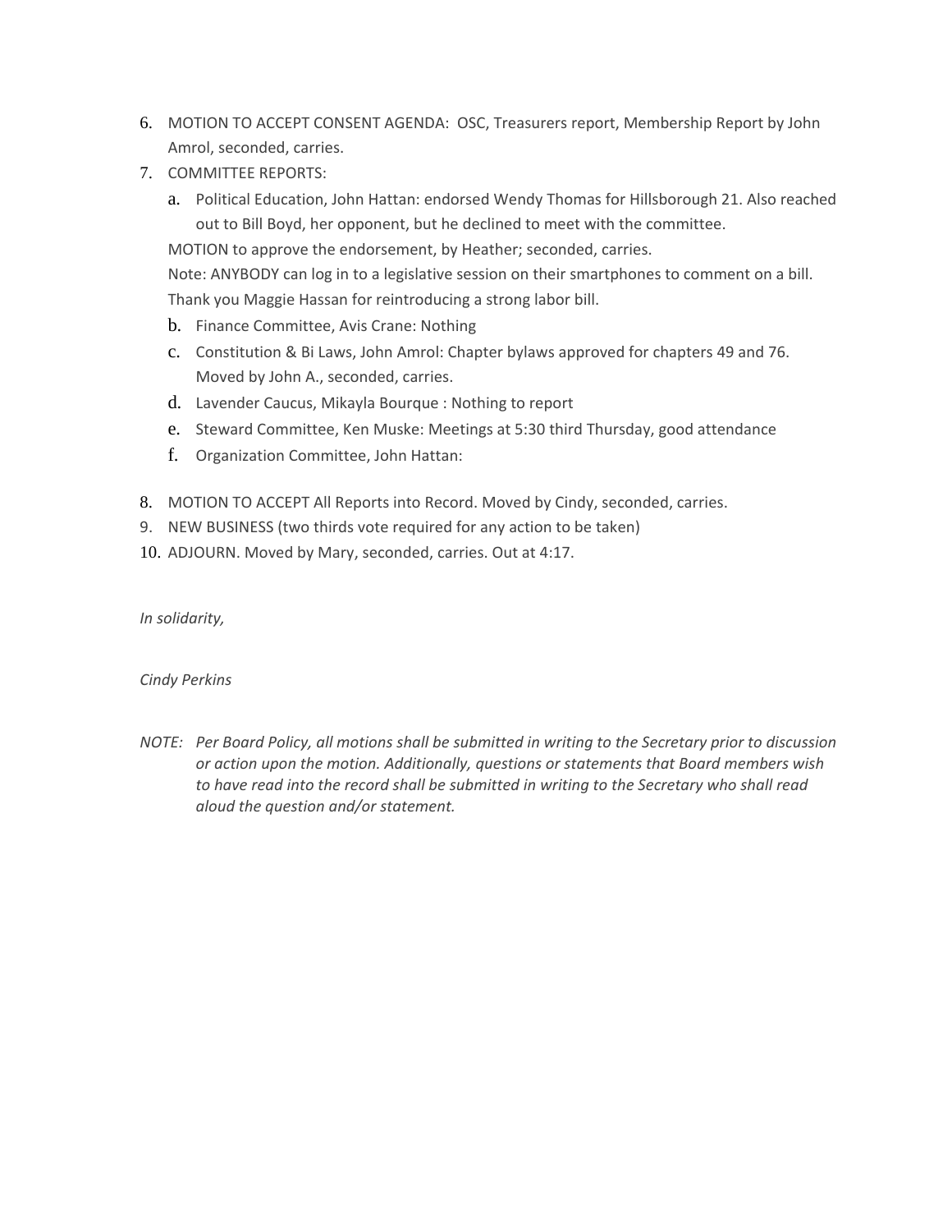6. MOTION TO ACCEPT CONSENT AGENDA: OSC, Treasurers report, Membership Report by John Amrol, seconded, carries.
7. COMMITTEE REPORTS:
   a. Political Education, John Hattan: endorsed Wendy Thomas for Hillsborough 21. Also reached out to Bill Boyd, her opponent, but he declined to meet with the committee.

   MOTION to approve the endorsement, by Heather; seconded, carries.

   Note: ANYBODY can log in to a legislative session on their smartphones to comment on a bill. Thank you Maggie Hassan for reintroducing a strong labor bill.

   b. Finance Committee, Avis Crane: Nothing
   c. Constitution & Bi Laws, John Amrol: Chapter bylaws approved for chapters 49 and 76. Moved by John A., seconded, carries.
   d. Lavender Caucus, Mikayla Bourque : Nothing to report
   e. Steward Committee, Ken Muske: Meetings at 5:30 third Thursday, good attendance
   f. Organization Committee, John Hattan:
8. MOTION TO ACCEPT All Reports into Record. Moved by Cindy, seconded, carries.
9. NEW BUSINESS (two thirds vote required for any action to be taken)
10. ADJOURN. Moved by Mary, seconded, carries. Out at 4:17.

*In solidarity,*

*Cindy Perkins*

*NOTE: Per Board Policy, all motions shall be submitted in writing to the Secretary prior to discussion or action upon the motion. Additionally, questions or statements that Board members wish to have read into the record shall be submitted in writing to the Secretary who shall read aloud the question and/or statement.*